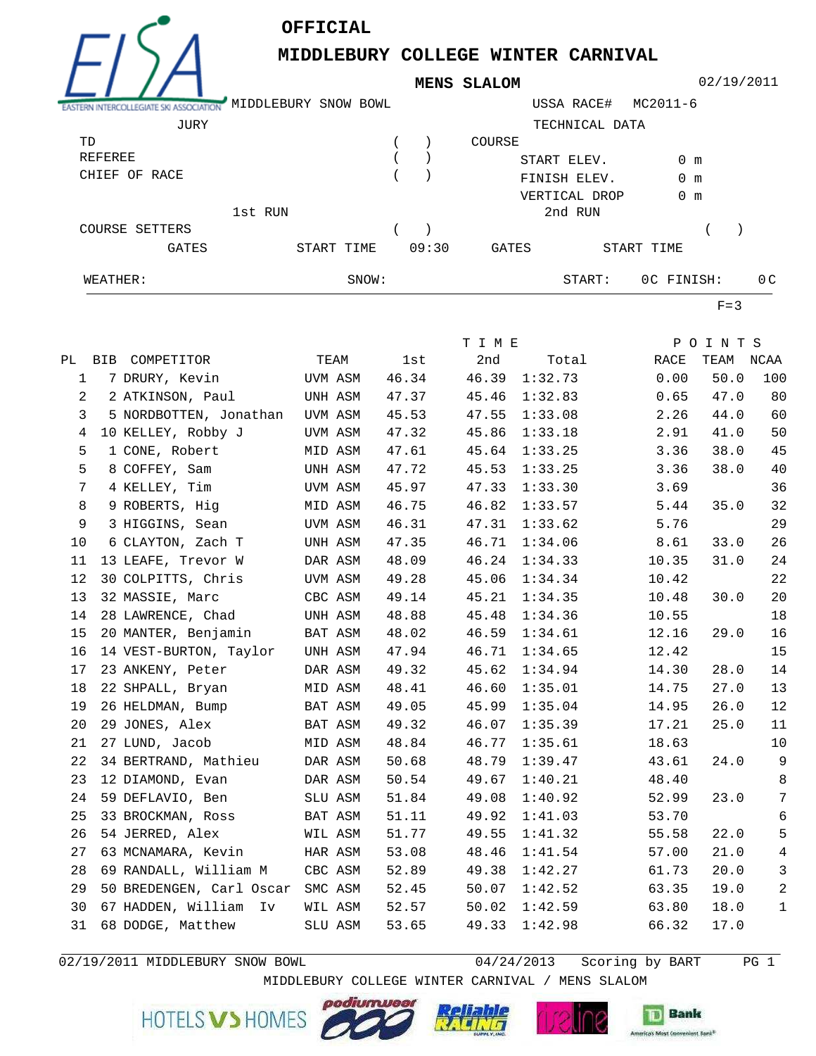# OFFICIAL

## MIDDLEBURY COLLEGE WINTER CARNIVAL

### MENS SLALOM

02/19/2011

MIDDLEBURY SNOW BOWL

USSA RACE# MC2011-6

JURY

TD ( )
REFEREE ( )
CHIEF OF RACE ( )

TECHNICAL DATA

COURSE
START ELEV. 0 m
FINISH ELEV. 0 m
VERTICAL DROP 0 m

1st RUN

COURSE SETTERS ( )
GATES START TIME 09:30

2nd RUN

( )
GATES START TIME

WEATHER: SNOW: START: 0C FINISH: 0C

F=3

| PL | BIB | COMPETITOR | TEAM | TIME 1st | 2nd | Total | POINTS RACE | TEAM | NCAA |
|---|---|---|---|---|---|---|---|---|---|
| 1 | 7 | DRURY, Kevin | UVM ASM | 46.34 | 46.39 | 1:32.73 | 0.00 | 50.0 | 100 |
| 2 | 2 | ATKINSON, Paul | UNH ASM | 47.37 | 45.46 | 1:32.83 | 0.65 | 47.0 | 80 |
| 3 | 5 | NORDBOTTEN, Jonathan | UVM ASM | 45.53 | 47.55 | 1:33.08 | 2.26 | 44.0 | 60 |
| 4 | 10 | KELLEY, Robby J | UVM ASM | 47.32 | 45.86 | 1:33.18 | 2.91 | 41.0 | 50 |
| 5 | 1 | CONE, Robert | MID ASM | 47.61 | 45.64 | 1:33.25 | 3.36 | 38.0 | 45 |
| 5 | 8 | COFFEY, Sam | UNH ASM | 47.72 | 45.53 | 1:33.25 | 3.36 | 38.0 | 40 |
| 7 | 4 | KELLEY, Tim | UVM ASM | 45.97 | 47.33 | 1:33.30 | 3.69 | | 36 |
| 8 | 9 | ROBERTS, Hig | MID ASM | 46.75 | 46.82 | 1:33.57 | 5.44 | 35.0 | 32 |
| 9 | 3 | HIGGINS, Sean | UVM ASM | 46.31 | 47.31 | 1:33.62 | 5.76 | | 29 |
| 10 | 6 | CLAYTON, Zach T | UNH ASM | 47.35 | 46.71 | 1:34.06 | 8.61 | 33.0 | 26 |
| 11 | 13 | LEAFE, Trevor W | DAR ASM | 48.09 | 46.24 | 1:34.33 | 10.35 | 31.0 | 24 |
| 12 | 30 | COLPITTS, Chris | UVM ASM | 49.28 | 45.06 | 1:34.34 | 10.42 | | 22 |
| 13 | 32 | MASSIE, Marc | CBC ASM | 49.14 | 45.21 | 1:34.35 | 10.48 | 30.0 | 20 |
| 14 | 28 | LAWRENCE, Chad | UNH ASM | 48.88 | 45.48 | 1:34.36 | 10.55 | | 18 |
| 15 | 20 | MANTER, Benjamin | BAT ASM | 48.02 | 46.59 | 1:34.61 | 12.16 | 29.0 | 16 |
| 16 | 14 | VEST-BURTON, Taylor | UNH ASM | 47.94 | 46.71 | 1:34.65 | 12.42 | | 15 |
| 17 | 23 | ANKENY, Peter | DAR ASM | 49.32 | 45.62 | 1:34.94 | 14.30 | 28.0 | 14 |
| 18 | 22 | SHPALL, Bryan | MID ASM | 48.41 | 46.60 | 1:35.01 | 14.75 | 27.0 | 13 |
| 19 | 26 | HELDMAN, Bump | BAT ASM | 49.05 | 45.99 | 1:35.04 | 14.95 | 26.0 | 12 |
| 20 | 29 | JONES, Alex | BAT ASM | 49.32 | 46.07 | 1:35.39 | 17.21 | 25.0 | 11 |
| 21 | 27 | LUND, Jacob | MID ASM | 48.84 | 46.77 | 1:35.61 | 18.63 | | 10 |
| 22 | 34 | BERTRAND, Mathieu | DAR ASM | 50.68 | 48.79 | 1:39.47 | 43.61 | 24.0 | 9 |
| 23 | 12 | DIAMOND, Evan | DAR ASM | 50.54 | 49.67 | 1:40.21 | 48.40 | | 8 |
| 24 | 59 | DEFLAVIO, Ben | SLU ASM | 51.84 | 49.08 | 1:40.92 | 52.99 | 23.0 | 7 |
| 25 | 33 | BROCKMAN, Ross | BAT ASM | 51.11 | 49.92 | 1:41.03 | 53.70 | | 6 |
| 26 | 54 | JERRED, Alex | WIL ASM | 51.77 | 49.55 | 1:41.32 | 55.58 | 22.0 | 5 |
| 27 | 63 | MCNAMARA, Kevin | HAR ASM | 53.08 | 48.46 | 1:41.54 | 57.00 | 21.0 | 4 |
| 28 | 69 | RANDALL, William M | CBC ASM | 52.89 | 49.38 | 1:42.27 | 61.73 | 20.0 | 3 |
| 29 | 50 | BREDENGEN, Carl Oscar | SMC ASM | 52.45 | 50.07 | 1:42.52 | 63.35 | 19.0 | 2 |
| 30 | 67 | HADDEN, William Iv | WIL ASM | 52.57 | 50.02 | 1:42.59 | 63.80 | 18.0 | 1 |
| 31 | 68 | DODGE, Matthew | SLU ASM | 53.65 | 49.33 | 1:42.98 | 66.32 | 17.0 | |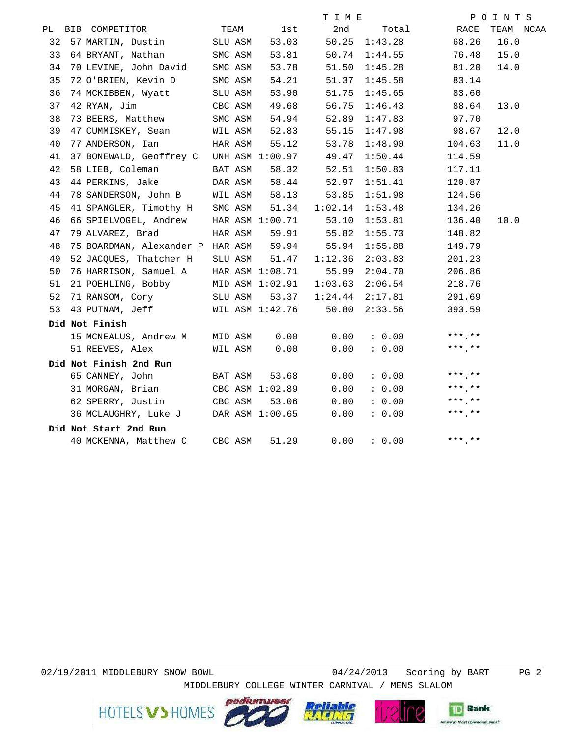| PL | BIB | COMPETITOR | TEAM | TIME 1st | TIME 2nd | TIME Total | POINTS RACE | POINTS TEAM | POINTS NCAA |
|---|---|---|---|---|---|---|---|---|---|
| 32 | 57 | MARTIN, Dustin | SLU ASM | 53.03 | 50.25 | 1:43.28 | 68.26 | 16.0 | |
| 33 | 64 | BRYANT, Nathan | SMC ASM | 53.81 | 50.74 | 1:44.55 | 76.48 | 15.0 | |
| 34 | 70 | LEVINE, John David | SMC ASM | 53.78 | 51.50 | 1:45.28 | 81.20 | 14.0 | |
| 35 | 72 | O'BRIEN, Kevin D | SMC ASM | 54.21 | 51.37 | 1:45.58 | 83.14 | | |
| 36 | 74 | MCKIBBEN, Wyatt | SLU ASM | 53.90 | 51.75 | 1:45.65 | 83.60 | | |
| 37 | 42 | RYAN, Jim | CBC ASM | 49.68 | 56.75 | 1:46.43 | 88.64 | 13.0 | |
| 38 | 73 | BEERS, Matthew | SMC ASM | 54.94 | 52.89 | 1:47.83 | 97.70 | | |
| 39 | 47 | CUMMISKEY, Sean | WIL ASM | 52.83 | 55.15 | 1:47.98 | 98.67 | 12.0 | |
| 40 | 77 | ANDERSON, Ian | HAR ASM | 55.12 | 53.78 | 1:48.90 | 104.63 | 11.0 | |
| 41 | 37 | BONEWALD, Geoffrey C | UNH ASM | 1:00.97 | 49.47 | 1:50.44 | 114.59 | | |
| 42 | 58 | LIEB, Coleman | BAT ASM | 58.32 | 52.51 | 1:50.83 | 117.11 | | |
| 43 | 44 | PERKINS, Jake | DAR ASM | 58.44 | 52.97 | 1:51.41 | 120.87 | | |
| 44 | 78 | SANDERSON, John B | WIL ASM | 58.13 | 53.85 | 1:51.98 | 124.56 | | |
| 45 | 41 | SPANGLER, Timothy H | SMC ASM | 51.34 | 1:02.14 | 1:53.48 | 134.26 | | |
| 46 | 66 | SPIELVOGEL, Andrew | HAR ASM | 1:00.71 | 53.10 | 1:53.81 | 136.40 | 10.0 | |
| 47 | 79 | ALVAREZ, Brad | HAR ASM | 59.91 | 55.82 | 1:55.73 | 148.82 | | |
| 48 | 75 | BOARDMAN, Alexander P | HAR ASM | 59.94 | 55.94 | 1:55.88 | 149.79 | | |
| 49 | 52 | JACQUES, Thatcher H | SLU ASM | 51.47 | 1:12.36 | 2:03.83 | 201.23 | | |
| 50 | 76 | HARRISON, Samuel A | HAR ASM | 1:08.71 | 55.99 | 2:04.70 | 206.86 | | |
| 51 | 21 | POEHLING, Bobby | MID ASM | 1:02.91 | 1:03.63 | 2:06.54 | 218.76 | | |
| 52 | 71 | RANSOM, Cory | SLU ASM | 53.37 | 1:24.44 | 2:17.81 | 291.69 | | |
| 53 | 43 | PUTNAM, Jeff | WIL ASM | 1:42.76 | 50.80 | 2:33.56 | 393.59 | | |
| **Did Not Finish** | | | | | | | | | |
| | 15 | MCNEALUS, Andrew M | MID ASM | 0.00 | 0.00 | : 0.00 | ***.** | | |
| | 51 | REEVES, Alex | WIL ASM | 0.00 | 0.00 | : 0.00 | ***.** | | |
| **Did Not Finish 2nd Run** | | | | | | | | | |
| | 65 | CANNEY, John | BAT ASM | 53.68 | 0.00 | : 0.00 | ***.** | | |
| | 31 | MORGAN, Brian | CBC ASM | 1:02.89 | 0.00 | : 0.00 | ***.** | | |
| | 62 | SPERRY, Justin | CBC ASM | 53.06 | 0.00 | : 0.00 | ***.** | | |
| | 36 | MCLAUGHRY, Luke J | DAR ASM | 1:00.65 | 0.00 | : 0.00 | ***.** | | |
| **Did Not Start 2nd Run** | | | | | | | | | |
| | 40 | MCKENNA, Matthew C | CBC ASM | 51.29 | 0.00 | : 0.00 | ***.** | | |

02/19/2011 MIDDLEBURY SNOW BOWL 04/24/2013 Scoring by BART

MIDDLEBURY COLLEGE WINTER CARNIVAL / MENS SLALOM